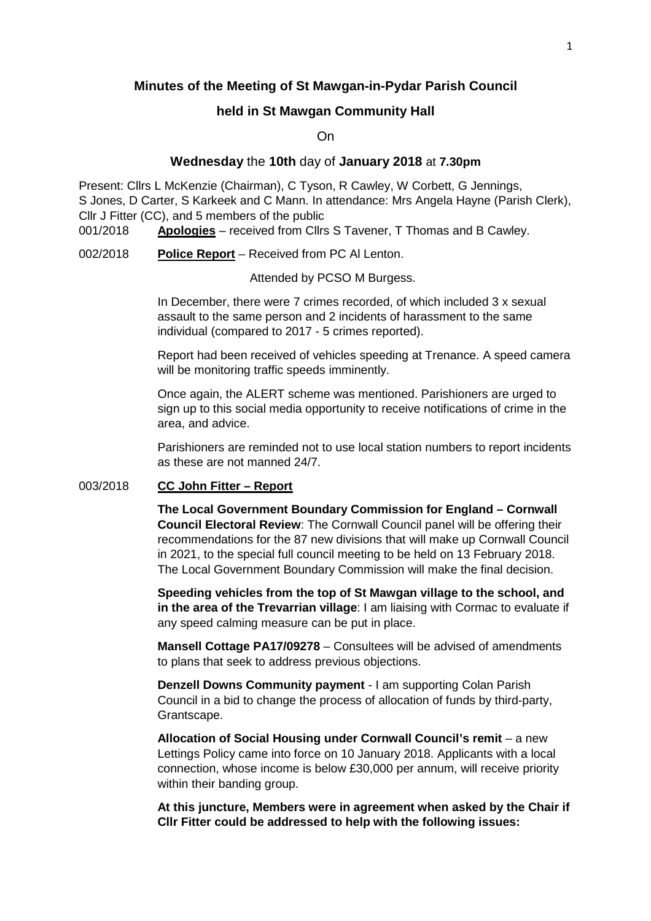**Minutes of the Meeting of St Mawgan-in-Pydar Parish Council**

**held in St Mawgan Community Hall**

On

**Wednesday** the **10th** day of **January 2018** at **7.30pm**

Present: Cllrs L McKenzie (Chairman), C Tyson, R Cawley, W Corbett, G Jennings, S Jones, D Carter, S Karkeek and C Mann. In attendance: Mrs Angela Hayne (Parish Clerk), Cllr J Fitter (CC), and 5 members of the public

001/2018 **Apologies** – received from Cllrs S Tavener, T Thomas and B Cawley.

002/2018 **Police Report** – Received from PC Al Lenton.

Attended by PCSO M Burgess.

In December, there were 7 crimes recorded, of which included 3 x sexual assault to the same person and 2 incidents of harassment to the same individual (compared to 2017 - 5 crimes reported).

Report had been received of vehicles speeding at Trenance. A speed camera will be monitoring traffic speeds imminently.

Once again, the ALERT scheme was mentioned. Parishioners are urged to sign up to this social media opportunity to receive notifications of crime in the area, and advice.

Parishioners are reminded not to use local station numbers to report incidents as these are not manned 24/7.

003/2018 **CC John Fitter – Report**

**The Local Government Boundary Commission for England – Cornwall Council Electoral Review**: The Cornwall Council panel will be offering their recommendations for the 87 new divisions that will make up Cornwall Council in 2021, to the special full council meeting to be held on 13 February 2018. The Local Government Boundary Commission will make the final decision.

**Speeding vehicles from the top of St Mawgan village to the school, and in the area of the Trevarrian village**: I am liaising with Cormac to evaluate if any speed calming measure can be put in place.

**Mansell Cottage PA17/09278** – Consultees will be advised of amendments to plans that seek to address previous objections.

**Denzell Downs Community payment** - I am supporting Colan Parish Council in a bid to change the process of allocation of funds by third-party, Grantscape.

**Allocation of Social Housing under Cornwall Council's remit** – a new Lettings Policy came into force on 10 January 2018. Applicants with a local connection, whose income is below £30,000 per annum, will receive priority within their banding group.

**At this juncture, Members were in agreement when asked by the Chair if Cllr Fitter could be addressed to help with the following issues:**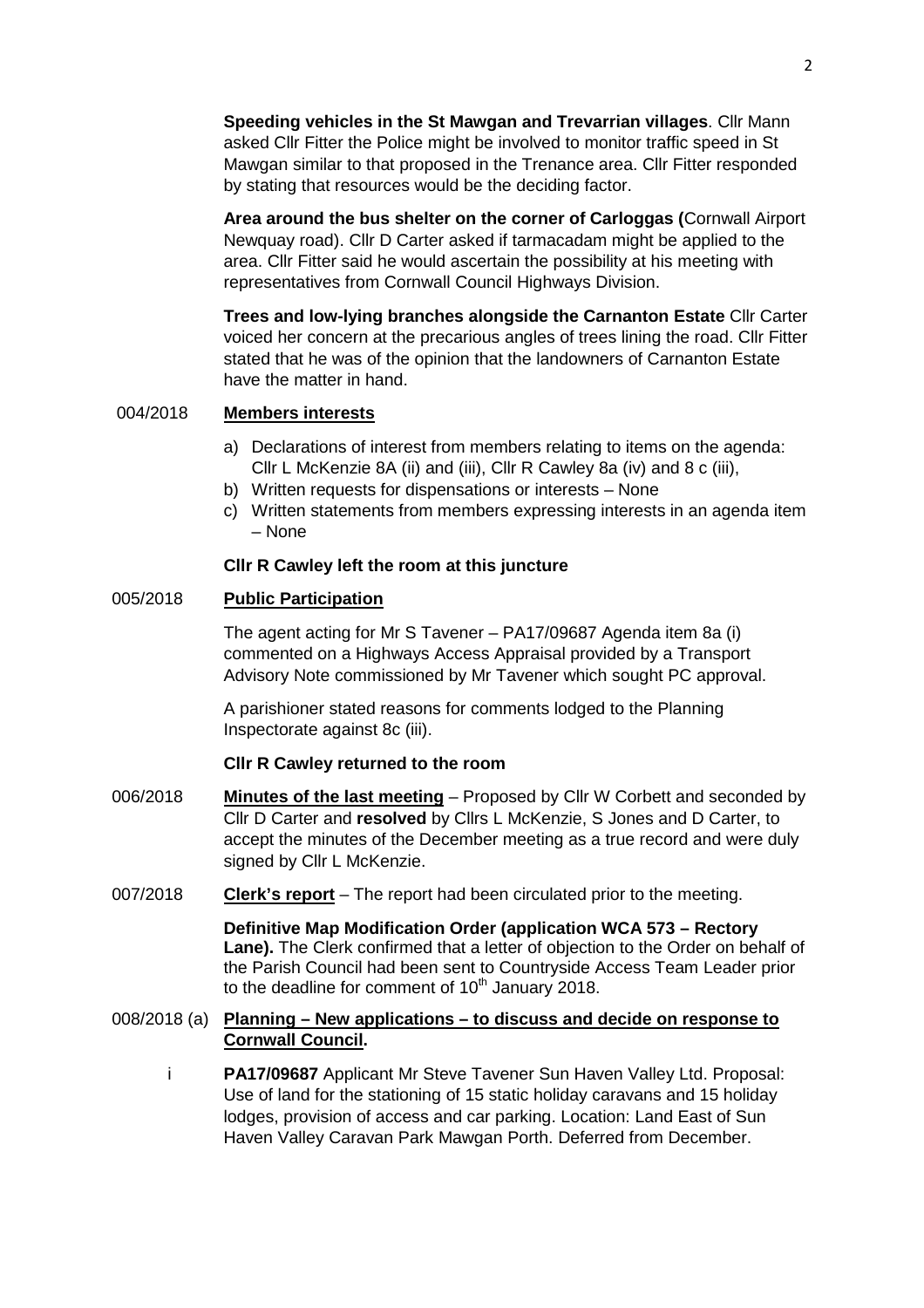**Speeding vehicles in the St Mawgan and Trevarrian villages**. Cllr Mann asked Cllr Fitter the Police might be involved to monitor traffic speed in St Mawgan similar to that proposed in the Trenance area. Cllr Fitter responded by stating that resources would be the deciding factor.

**Area around the bus shelter on the corner of Carloggas (**Cornwall Airport Newquay road). Cllr D Carter asked if tarmacadam might be applied to the area. Cllr Fitter said he would ascertain the possibility at his meeting with representatives from Cornwall Council Highways Division.

**Trees and low-lying branches alongside the Carnanton Estate** Cllr Carter voiced her concern at the precarious angles of trees lining the road. Cllr Fitter stated that he was of the opinion that the landowners of Carnanton Estate have the matter in hand.

004/2018 **Members interests**

a) Declarations of interest from members relating to items on the agenda: Cllr L McKenzie 8A (ii) and (iii), Cllr R Cawley 8a (iv) and 8 c (iii),
b) Written requests for dispensations or interests – None
c) Written statements from members expressing interests in an agenda item – None

**Cllr R Cawley left the room at this juncture**

005/2018 **Public Participation**

The agent acting for Mr S Tavener – PA17/09687 Agenda item 8a (i) commented on a Highways Access Appraisal provided by a Transport Advisory Note commissioned by Mr Tavener which sought PC approval.

A parishioner stated reasons for comments lodged to the Planning Inspectorate against 8c (iii).

**Cllr R Cawley returned to the room**

006/2018 **Minutes of the last meeting** – Proposed by Cllr W Corbett and seconded by Cllr D Carter and **resolved** by Cllrs L McKenzie, S Jones and D Carter, to accept the minutes of the December meeting as a true record and were duly signed by Cllr L McKenzie.

007/2018 **Clerk's report** – The report had been circulated prior to the meeting.

**Definitive Map Modification Order (application WCA 573 – Rectory Lane).** The Clerk confirmed that a letter of objection to the Order on behalf of the Parish Council had been sent to Countryside Access Team Leader prior to the deadline for comment of 10th January 2018.

008/2018 (a) **Planning – New applications – to discuss and decide on response to Cornwall Council.**

i **PA17/09687** Applicant Mr Steve Tavener Sun Haven Valley Ltd. Proposal: Use of land for the stationing of 15 static holiday caravans and 15 holiday lodges, provision of access and car parking. Location: Land East of Sun Haven Valley Caravan Park Mawgan Porth. Deferred from December.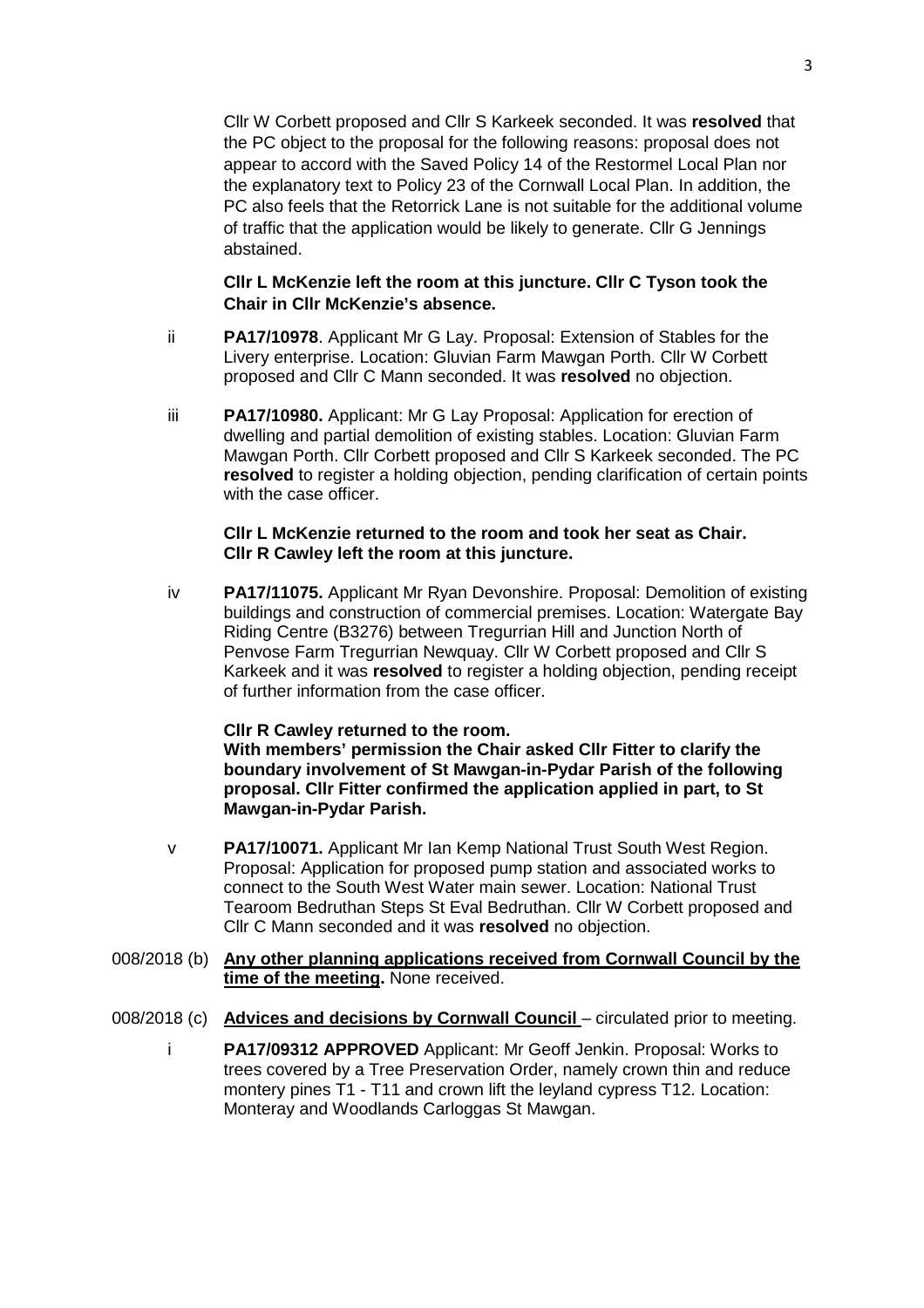Cllr W Corbett proposed and Cllr S Karkeek seconded. It was **resolved** that the PC object to the proposal for the following reasons: proposal does not appear to accord with the Saved Policy 14 of the Restormel Local Plan nor the explanatory text to Policy 23 of the Cornwall Local Plan. In addition, the PC also feels that the Retorrick Lane is not suitable for the additional volume of traffic that the application would be likely to generate. Cllr G Jennings abstained.

**Cllr L McKenzie left the room at this juncture. Cllr C Tyson took the Chair in Cllr McKenzie's absence.**

ii **PA17/10978**. Applicant Mr G Lay. Proposal: Extension of Stables for the Livery enterprise. Location: Gluvian Farm Mawgan Porth. Cllr W Corbett proposed and Cllr C Mann seconded. It was **resolved** no objection.

iii **PA17/10980.** Applicant: Mr G Lay Proposal: Application for erection of dwelling and partial demolition of existing stables. Location: Gluvian Farm Mawgan Porth. Cllr Corbett proposed and Cllr S Karkeek seconded. The PC **resolved** to register a holding objection, pending clarification of certain points with the case officer.

**Cllr L McKenzie returned to the room and took her seat as Chair. Cllr R Cawley left the room at this juncture.**

iv **PA17/11075.** Applicant Mr Ryan Devonshire. Proposal: Demolition of existing buildings and construction of commercial premises. Location: Watergate Bay Riding Centre (B3276) between Tregurrian Hill and Junction North of Penvose Farm Tregurrian Newquay. Cllr W Corbett proposed and Cllr S Karkeek and it was **resolved** to register a holding objection, pending receipt of further information from the case officer.

**Cllr R Cawley returned to the room.**
**With members' permission the Chair asked Cllr Fitter to clarify the boundary involvement of St Mawgan-in-Pydar Parish of the following proposal. Cllr Fitter confirmed the application applied in part, to St Mawgan-in-Pydar Parish.**

v **PA17/10071.** Applicant Mr Ian Kemp National Trust South West Region. Proposal: Application for proposed pump station and associated works to connect to the South West Water main sewer. Location: National Trust Tearoom Bedruthan Steps St Eval Bedruthan. Cllr W Corbett proposed and Cllr C Mann seconded and it was **resolved** no objection.

008/2018 (b) **Any other planning applications received from Cornwall Council by the time of the meeting.** None received.

008/2018 (c) **Advices and decisions by Cornwall Council** – circulated prior to meeting.

i **PA17/09312 APPROVED** Applicant: Mr Geoff Jenkin. Proposal: Works to trees covered by a Tree Preservation Order, namely crown thin and reduce montery pines T1 - T11 and crown lift the leyland cypress T12. Location: Monteray and Woodlands Carloggas St Mawgan.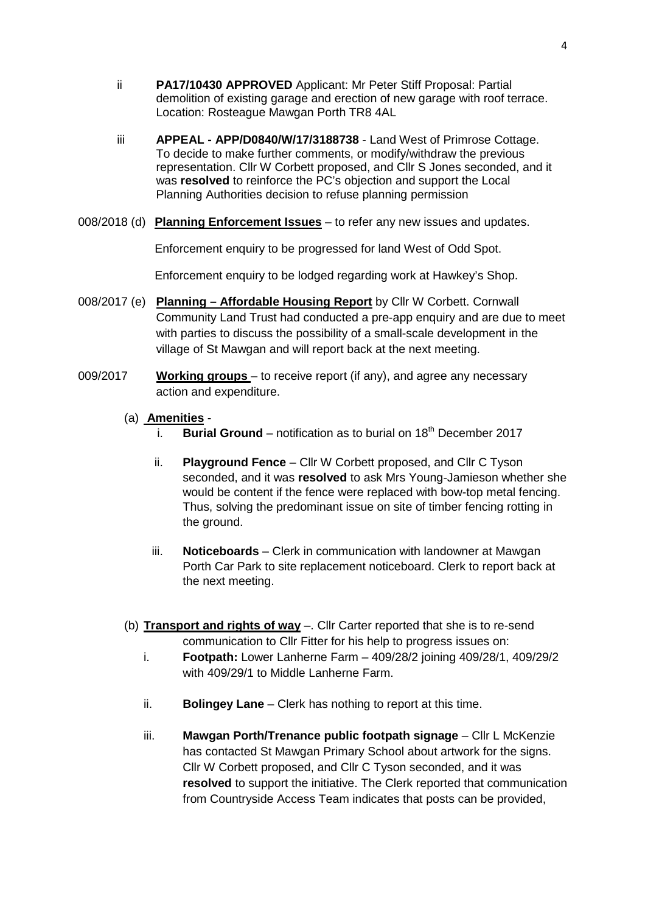ii **PA17/10430 APPROVED** Applicant: Mr Peter Stiff Proposal: Partial demolition of existing garage and erection of new garage with roof terrace. Location: Rosteague Mawgan Porth TR8 4AL

iii **APPEAL - APP/D0840/W/17/3188738** - Land West of Primrose Cottage. To decide to make further comments, or modify/withdraw the previous representation. Cllr W Corbett proposed, and Cllr S Jones seconded, and it was **resolved** to reinforce the PC's objection and support the Local Planning Authorities decision to refuse planning permission

008/2018 (d) **Planning Enforcement Issues** – to refer any new issues and updates.

Enforcement enquiry to be progressed for land West of Odd Spot.

Enforcement enquiry to be lodged regarding work at Hawkey's Shop.

008/2017 (e) **Planning – Affordable Housing Report** by Cllr W Corbett. Cornwall Community Land Trust had conducted a pre-app enquiry and are due to meet with parties to discuss the possibility of a small-scale development in the village of St Mawgan and will report back at the next meeting.

009/2017 **Working groups** – to receive report (if any), and agree any necessary action and expenditure.

(a) **Amenities** -

i. **Burial Ground** – notification as to burial on 18th December 2017

ii. **Playground Fence** – Cllr W Corbett proposed, and Cllr C Tyson seconded, and it was **resolved** to ask Mrs Young-Jamieson whether she would be content if the fence were replaced with bow-top metal fencing. Thus, solving the predominant issue on site of timber fencing rotting in the ground.

iii. **Noticeboards** – Clerk in communication with landowner at Mawgan Porth Car Park to site replacement noticeboard. Clerk to report back at the next meeting.

(b) **Transport and rights of way** –. Cllr Carter reported that she is to re-send communication to Cllr Fitter for his help to progress issues on:

i. **Footpath:** Lower Lanherne Farm – 409/28/2 joining 409/28/1, 409/29/2 with 409/29/1 to Middle Lanherne Farm.

ii. **Bolingey Lane** – Clerk has nothing to report at this time.

iii. **Mawgan Porth/Trenance public footpath signage** – Cllr L McKenzie has contacted St Mawgan Primary School about artwork for the signs. Cllr W Corbett proposed, and Cllr C Tyson seconded, and it was **resolved** to support the initiative. The Clerk reported that communication from Countryside Access Team indicates that posts can be provided,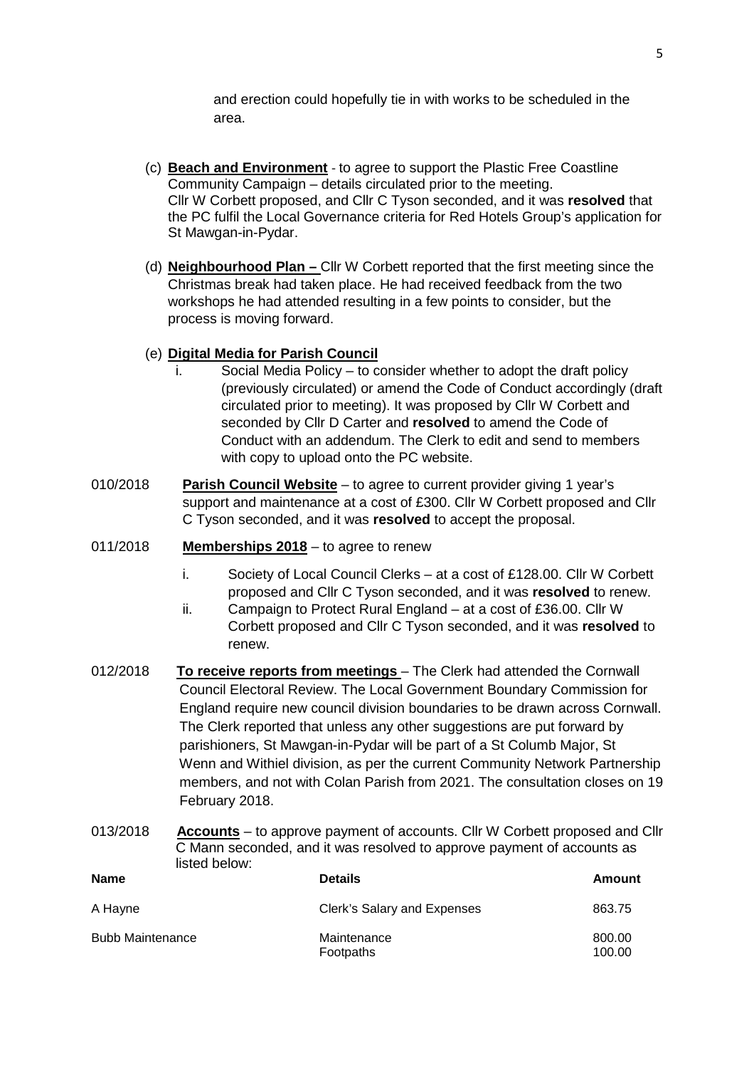and erection could hopefully tie in with works to be scheduled in the area.

(c) **Beach and Environment** - to agree to support the Plastic Free Coastline Community Campaign – details circulated prior to the meeting. Cllr W Corbett proposed, and Cllr C Tyson seconded, and it was **resolved** that the PC fulfil the Local Governance criteria for Red Hotels Group's application for St Mawgan-in-Pydar.

(d) **Neighbourhood Plan –** Cllr W Corbett reported that the first meeting since the Christmas break had taken place. He had received feedback from the two workshops he had attended resulting in a few points to consider, but the process is moving forward.

(e) **Digital Media for Parish Council**

i. Social Media Policy – to consider whether to adopt the draft policy (previously circulated) or amend the Code of Conduct accordingly (draft circulated prior to meeting). It was proposed by Cllr W Corbett and seconded by Cllr D Carter and **resolved** to amend the Code of Conduct with an addendum. The Clerk to edit and send to members with copy to upload onto the PC website.

010/2018 **Parish Council Website** – to agree to current provider giving 1 year's support and maintenance at a cost of £300. Cllr W Corbett proposed and Cllr C Tyson seconded, and it was **resolved** to accept the proposal.

011/2018 **Memberships 2018** – to agree to renew

i. Society of Local Council Clerks – at a cost of £128.00. Cllr W Corbett proposed and Cllr C Tyson seconded, and it was **resolved** to renew.
ii. Campaign to Protect Rural England – at a cost of £36.00. Cllr W Corbett proposed and Cllr C Tyson seconded, and it was **resolved** to renew.

012/2018 **To receive reports from meetings** – The Clerk had attended the Cornwall Council Electoral Review. The Local Government Boundary Commission for England require new council division boundaries to be drawn across Cornwall. The Clerk reported that unless any other suggestions are put forward by parishioners, St Mawgan-in-Pydar will be part of a St Columb Major, St Wenn and Withiel division, as per the current Community Network Partnership members, and not with Colan Parish from 2021. The consultation closes on 19 February 2018.

013/2018 **Accounts** – to approve payment of accounts. Cllr W Corbett proposed and Cllr C Mann seconded, and it was resolved to approve payment of accounts as listed below:

| Name | Details | Amount |
|---|---|---|
| A Hayne | Clerk's Salary and Expenses | 863.75 |
| Bubb Maintenance | Maintenance | 800.00 |
| | Footpaths | 100.00 |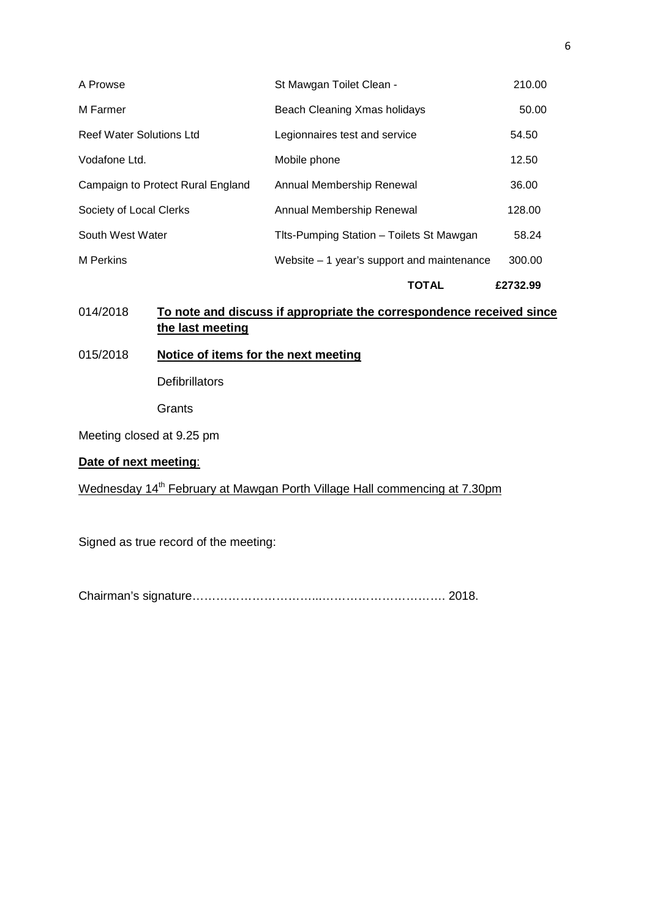| | | |
|---|---|---|
| A Prowse | St Mawgan Toilet Clean - | 210.00 |
| M Farmer | Beach Cleaning Xmas holidays | 50.00 |
| Reef Water Solutions Ltd | Legionnaires test and service | 54.50 |
| Vodafone Ltd. | Mobile phone | 12.50 |
| Campaign to Protect Rural England | Annual Membership Renewal | 36.00 |
| Society of Local Clerks | Annual Membership Renewal | 128.00 |
| South West Water | Tlts-Pumping Station – Toilets St Mawgan | 58.24 |
| M Perkins | Website – 1 year's support and maintenance | 300.00 |
| | **TOTAL** | **£2732.99** |

014/2018 **<u>To note and discuss if appropriate the correspondence received since the last meeting</u>**

015/2018 **<u>Notice of items for the next meeting</u>**

Defibrillators

Grants

Meeting closed at 9.25 pm

**<u>Date of next meeting</u>**:

<u>Wednesday 14th February at Mawgan Porth Village Hall commencing at 7.30pm</u>

Signed as true record of the meeting:

Chairman's signature…………………………..…………………………. 2018.